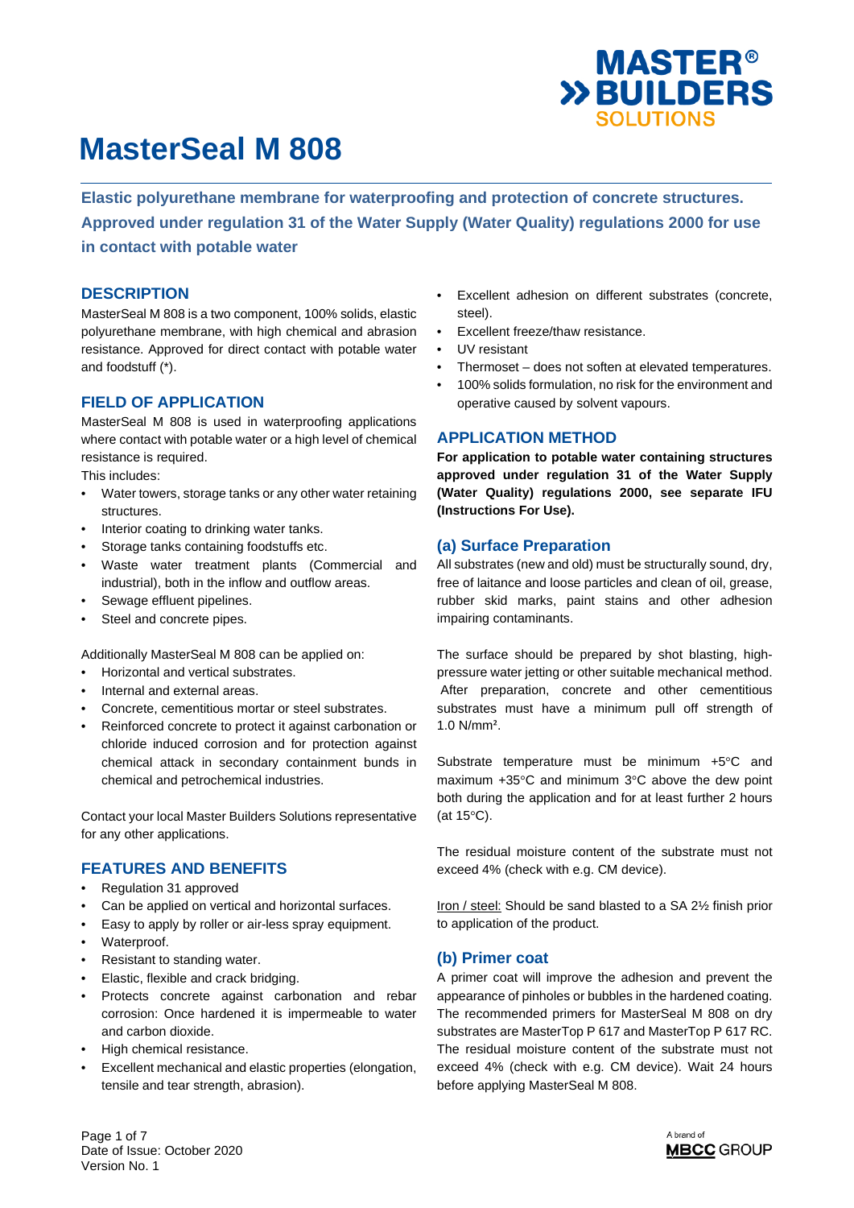# MasterSeal M 808

**Elastic polyurethane membrane for waterproofing and protection of concrete structures. Approved under regulation 31 of the Water Supply (Water Quality) regulations 2000 for use in contact with potable water**

## DESCRIPTION

MasterSeal M 808 is a two component, 100% solids, elastic polyurethane membrane, with high chemical and abrasion resistance. Approved for direct contact with potable water and foodstuff (*).

## FIELD OF APPLICATION

MasterSeal M 808 is used in waterproofing applications where contact with potable water or a high level of chemical resistance is required.

This includes:

- Water towers, storage tanks or any other water retaining structures.
- Interior coating to drinking water tanks.
- Storage tanks containing foodstuffs etc.
- Waste water treatment plants (Commercial and industrial), both in the inflow and outflow areas.
- Sewage effluent pipelines.
- Steel and concrete pipes.

Additionally MasterSeal M 808 can be applied on:

- Horizontal and vertical substrates.
- Internal and external areas.
- Concrete, cementitious mortar or steel substrates.
- Reinforced concrete to protect it against carbonation or chloride induced corrosion and for protection against chemical attack in secondary containment bunds in chemical and petrochemical industries.

Contact your local Master Builders Solutions representative for any other applications.

## FEATURES AND BENEFITS

- Regulation 31 approved
- Can be applied on vertical and horizontal surfaces.
- Easy to apply by roller or air-less spray equipment.
- Waterproof.
- Resistant to standing water.
- Elastic, flexible and crack bridging.
- Protects concrete against carbonation and rebar corrosion: Once hardened it is impermeable to water and carbon dioxide.
- High chemical resistance.
- Excellent mechanical and elastic properties (elongation, tensile and tear strength, abrasion).
- Excellent adhesion on different substrates (concrete, steel).
- Excellent freeze/thaw resistance.
- UV resistant
- Thermoset – does not soften at elevated temperatures.
- 100% solids formulation, no risk for the environment and operative caused by solvent vapours.

## APPLICATION METHOD

**For application to potable water containing structures approved under regulation 31 of the Water Supply (Water Quality) regulations 2000, see separate IFU (Instructions For Use).**

### (a) Surface Preparation

All substrates (new and old) must be structurally sound, dry, free of laitance and loose particles and clean of oil, grease, rubber skid marks, paint stains and other adhesion impairing contaminants.

The surface should be prepared by shot blasting, high-pressure water jetting or other suitable mechanical method. After preparation, concrete and other cementitious substrates must have a minimum pull off strength of 1.0 N/mm².

Substrate temperature must be minimum +5°C and maximum +35°C and minimum 3°C above the dew point both during the application and for at least further 2 hours (at 15°C).

The residual moisture content of the substrate must not exceed 4% (check with e.g. CM device).

Iron / steel: Should be sand blasted to a SA 2½ finish prior to application of the product.

### (b) Primer coat

A primer coat will improve the adhesion and prevent the appearance of pinholes or bubbles in the hardened coating. The recommended primers for MasterSeal M 808 on dry substrates are MasterTop P 617 and MasterTop P 617 RC. The residual moisture content of the substrate must not exceed 4% (check with e.g. CM device). Wait 24 hours before applying MasterSeal M 808.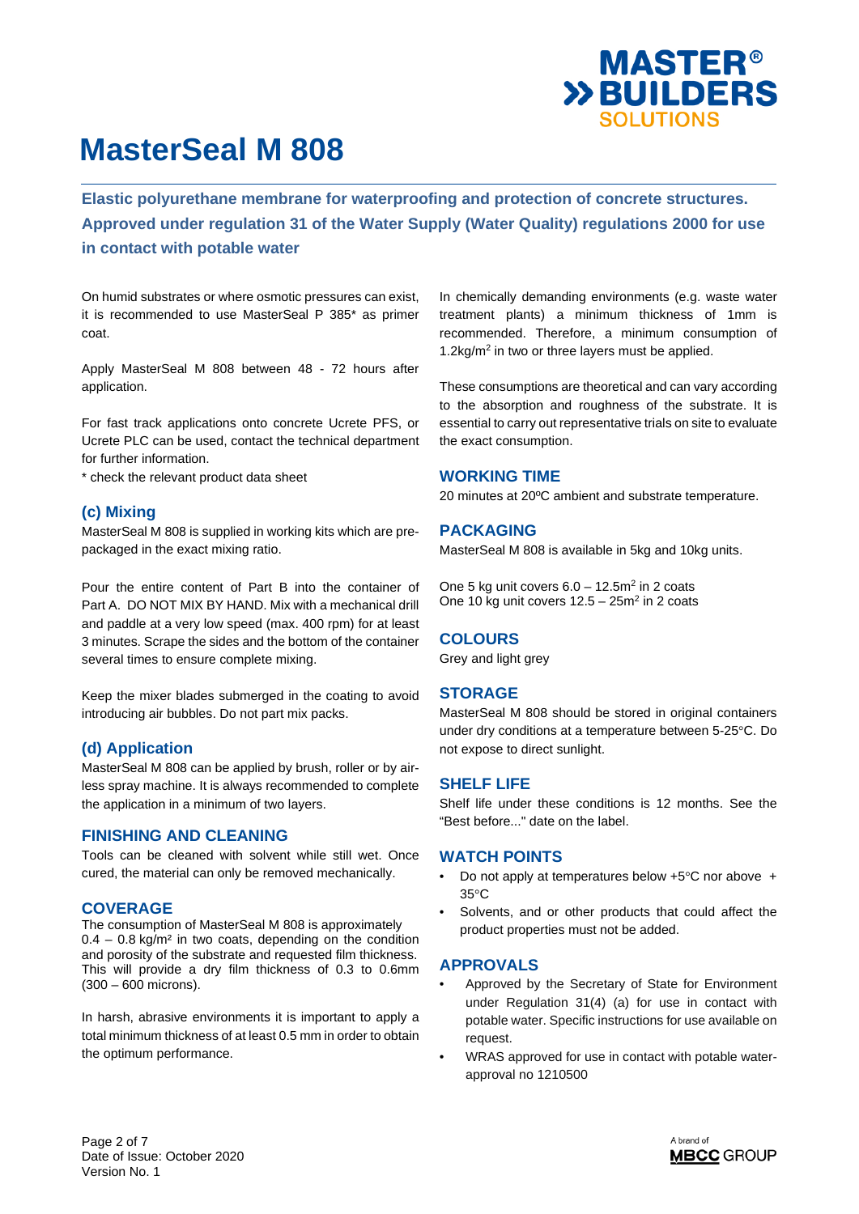# MasterSeal M 808

**Elastic polyurethane membrane for waterproofing and protection of concrete structures. Approved under regulation 31 of the Water Supply (Water Quality) regulations 2000 for use in contact with potable water**

On humid substrates or where osmotic pressures can exist, it is recommended to use MasterSeal P 385* as primer coat.

Apply MasterSeal M 808 between 48 - 72 hours after application.

For fast track applications onto concrete Ucrete PFS, or Ucrete PLC can be used, contact the technical department for further information.

* check the relevant product data sheet

### (c) Mixing

MasterSeal M 808 is supplied in working kits which are pre-packaged in the exact mixing ratio.

Pour the entire content of Part B into the container of Part A. DO NOT MIX BY HAND. Mix with a mechanical drill and paddle at a very low speed (max. 400 rpm) for at least 3 minutes. Scrape the sides and the bottom of the container several times to ensure complete mixing.

Keep the mixer blades submerged in the coating to avoid introducing air bubbles. Do not part mix packs.

### (d) Application

MasterSeal M 808 can be applied by brush, roller or by air-less spray machine. It is always recommended to complete the application in a minimum of two layers.

## FINISHING AND CLEANING

Tools can be cleaned with solvent while still wet. Once cured, the material can only be removed mechanically.

## COVERAGE

The consumption of MasterSeal M 808 is approximately 0.4 – 0.8 kg/m² in two coats, depending on the condition and porosity of the substrate and requested film thickness. This will provide a dry film thickness of 0.3 to 0.6mm (300 – 600 microns).

In harsh, abrasive environments it is important to apply a total minimum thickness of at least 0.5 mm in order to obtain the optimum performance.

In chemically demanding environments (e.g. waste water treatment plants) a minimum thickness of 1mm is recommended. Therefore, a minimum consumption of 1.2kg/m² in two or three layers must be applied.

These consumptions are theoretical and can vary according to the absorption and roughness of the substrate. It is essential to carry out representative trials on site to evaluate the exact consumption.

## WORKING TIME

20 minutes at 20ºC ambient and substrate temperature.

## PACKAGING

MasterSeal M 808 is available in 5kg and 10kg units.

One 5 kg unit covers 6.0 – 12.5m² in 2 coats
One 10 kg unit covers 12.5 – 25m² in 2 coats

## COLOURS

Grey and light grey

## STORAGE

MasterSeal M 808 should be stored in original containers under dry conditions at a temperature between 5-25°C. Do not expose to direct sunlight.

## SHELF LIFE

Shelf life under these conditions is 12 months. See the "Best before..." date on the label.

## WATCH POINTS

- Do not apply at temperatures below +5°C nor above + 35°C
- Solvents, and or other products that could affect the product properties must not be added.

## APPROVALS

- Approved by the Secretary of State for Environment under Regulation 31(4) (a) for use in contact with potable water. Specific instructions for use available on request.
- WRAS approved for use in contact with potable water- approval no 1210500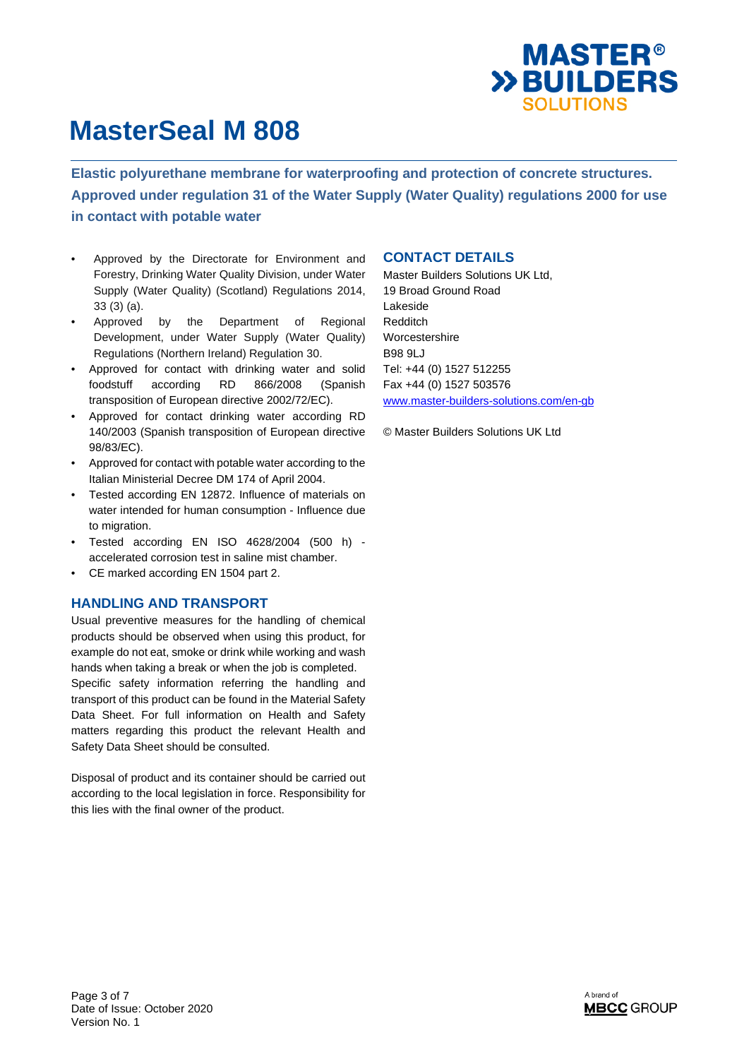# MasterSeal M 808

**Elastic polyurethane membrane for waterproofing and protection of concrete structures. Approved under regulation 31 of the Water Supply (Water Quality) regulations 2000 for use in contact with potable water**

- Approved by the Directorate for Environment and Forestry, Drinking Water Quality Division, under Water Supply (Water Quality) (Scotland) Regulations 2014, 33 (3) (a).
- Approved by the Department of Regional Development, under Water Supply (Water Quality) Regulations (Northern Ireland) Regulation 30.
- Approved for contact with drinking water and solid foodstuff according RD 866/2008 (Spanish transposition of European directive 2002/72/EC).
- Approved for contact drinking water according RD 140/2003 (Spanish transposition of European directive 98/83/EC).
- Approved for contact with potable water according to the Italian Ministerial Decree DM 174 of April 2004.
- Tested according EN 12872. Influence of materials on water intended for human consumption - Influence due to migration.
- Tested according EN ISO 4628/2004 (500 h) - accelerated corrosion test in saline mist chamber.
- CE marked according EN 1504 part 2.

## HANDLING AND TRANSPORT

Usual preventive measures for the handling of chemical products should be observed when using this product, for example do not eat, smoke or drink while working and wash hands when taking a break or when the job is completed. Specific safety information referring the handling and transport of this product can be found in the Material Safety Data Sheet. For full information on Health and Safety matters regarding this product the relevant Health and Safety Data Sheet should be consulted.

Disposal of product and its container should be carried out according to the local legislation in force. Responsibility for this lies with the final owner of the product.

## CONTACT DETAILS

Master Builders Solutions UK Ltd,
19 Broad Ground Road
Lakeside
Redditch
Worcestershire
B98 9LJ
Tel: +44 (0) 1527 512255
Fax +44 (0) 1527 503576
www.master-builders-solutions.com/en-gb

© Master Builders Solutions UK Ltd

Date of Issue: October 2020
Version No. 1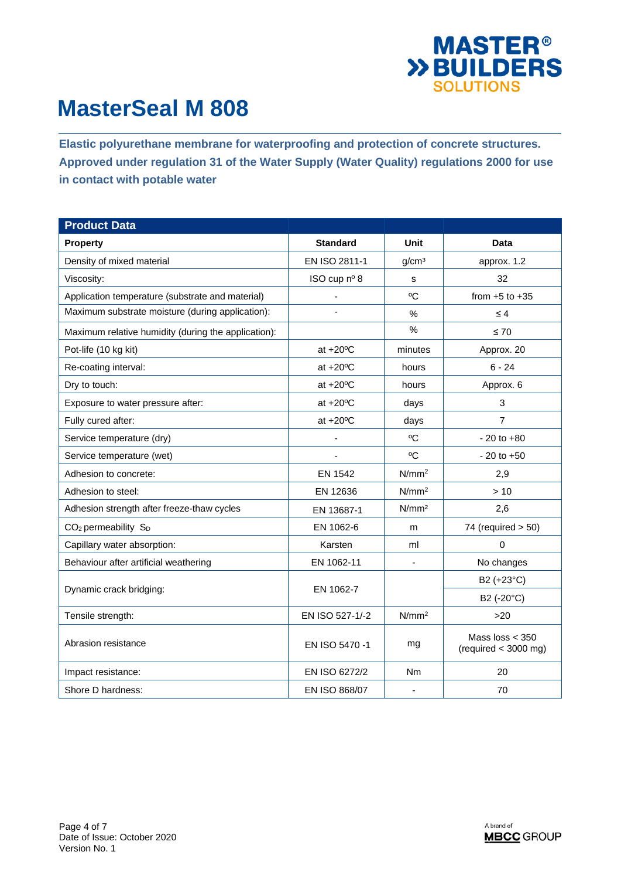# MasterSeal M 808

**Elastic polyurethane membrane for waterproofing and protection of concrete structures. Approved under regulation 31 of the Water Supply (Water Quality) regulations 2000 for use in contact with potable water**

| **Product Data** | | | |
|---|---|---|---|
| **Property** | **Standard** | **Unit** | **Data** |
| Density of mixed material | EN ISO 2811-1 | g/cm³ | approx. 1.2 |
| Viscosity: | ISO cup nº 8 | s | 32 |
| Application temperature (substrate and material) | - | ºC | from +5 to +35 |
| Maximum substrate moisture (during application): | - | % | ≤ 4 |
| Maximum relative humidity (during the application): | | % | ≤ 70 |
| Pot-life (10 kg kit) | at +20ºC | minutes | Approx. 20 |
| Re-coating interval: | at +20ºC | hours | 6 - 24 |
| Dry to touch: | at +20ºC | hours | Approx. 6 |
| Exposure to water pressure after: | at +20ºC | days | 3 |
| Fully cured after: | at +20ºC | days | 7 |
| Service temperature (dry) | - | ºC | - 20 to +80 |
| Service temperature (wet) | - | ºC | - 20 to +50 |
| Adhesion to concrete: | EN 1542 | N/mm² | 2,9 |
| Adhesion to steel: | EN 12636 | N/mm² | > 10 |
| Adhesion strength after freeze-thaw cycles | EN 13687-1 | N/mm² | 2,6 |
| $CO_2$ permeability $S_D$ | EN 1062-6 | m | 74 (required > 50) |
| Capillary water absorption: | Karsten | ml | 0 |
| Behaviour after artificial weathering | EN 1062-11 | - | No changes |
| Dynamic crack bridging: | EN 1062-7 | | B2 (+23°C) |
| | | | B2 (-20°C) |
| Tensile strength: | EN ISO 527-1/-2 | N/mm² | >20 |
| Abrasion resistance | EN ISO 5470 -1 | mg | Mass loss < 350 (required < 3000 mg) |
| Impact resistance: | EN ISO 6272/2 | Nm | 20 |
| Shore D hardness: | EN ISO 868/07 | - | 70 |

Date of Issue: October 2020
Version No. 1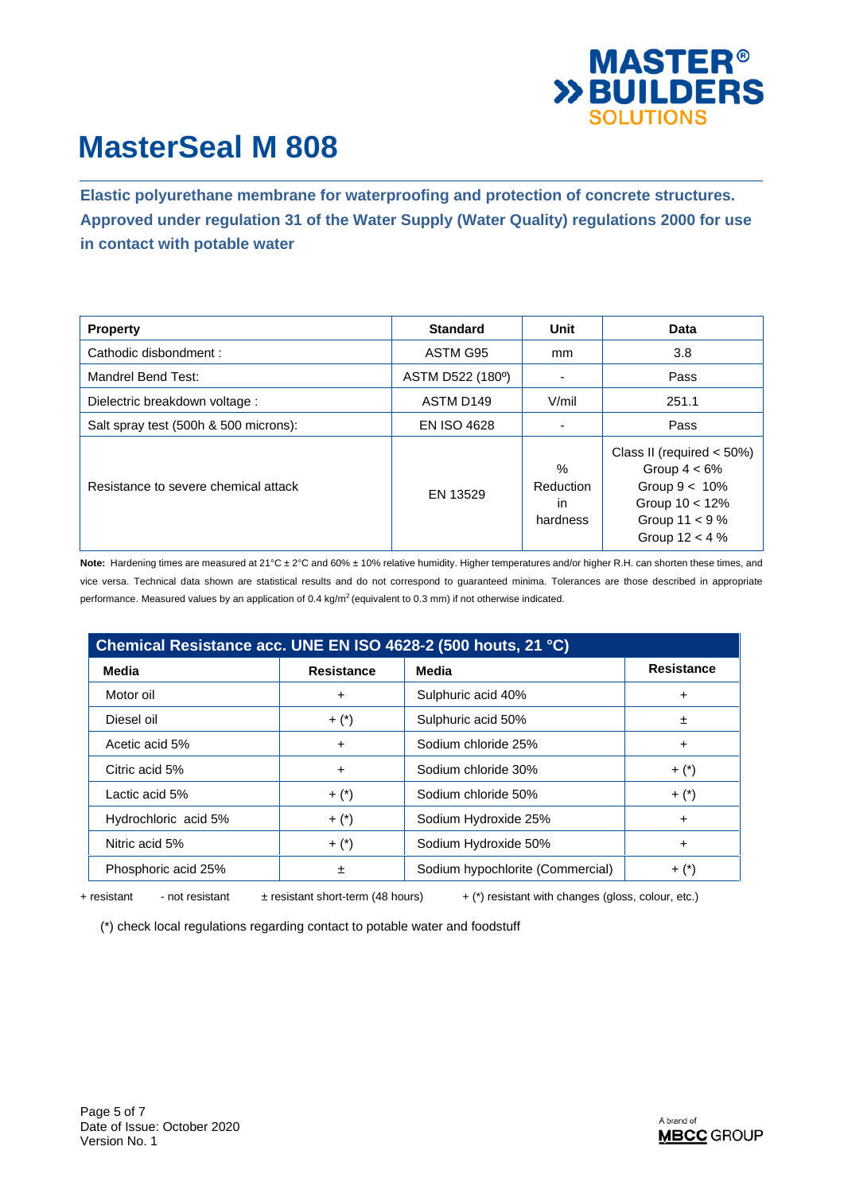# MasterSeal M 808

**Elastic polyurethane membrane for waterproofing and protection of concrete structures. Approved under regulation 31 of the Water Supply (Water Quality) regulations 2000 for use in contact with potable water**

| Property | Standard | Unit | Data |
|---|---|---|---|
| Cathodic disbondment : | ASTM G95 | mm | 3.8 |
| Mandrel Bend Test: | ASTM D522 (180º) | - | Pass |
| Dielectric breakdown voltage : | ASTM D149 | V/mil | 251.1 |
| Salt spray test (500h & 500 microns): | EN ISO 4628 | - | Pass |
| Resistance to severe chemical attack | EN 13529 | % Reduction in hardness | Class II (required < 50%) Group 4 < 6% Group 9 < 10% Group 10 < 12% Group 11 < 9 % Group 12 < 4 % |

**Note:** Hardening times are measured at 21°C ± 2°C and 60% ± 10% relative humidity. Higher temperatures and/or higher R.H. can shorten these times, and vice versa. Technical data shown are statistical results and do not correspond to guaranteed minima. Tolerances are those described in appropriate performance. Measured values by an application of 0.4 kg/m$^2$ (equivalent to 0.3 mm) if not otherwise indicated.

| Chemical Resistance acc. UNE EN ISO 4628-2 (500 houts, 21 °C) | | | |
|---|---|---|---|
| **Media** | **Resistance** | **Media** | **Resistance** |
| Motor oil | + | Sulphuric acid 40% | + |
| Diesel oil | + (*) | Sulphuric acid 50% | ± |
| Acetic acid 5% | + | Sodium chloride 25% | + |
| Citric acid 5% | + | Sodium chloride 30% | + (*) |
| Lactic acid 5% | + (*) | Sodium chloride 50% | + (*) |
| Hydrochloric acid 5% | + (*) | Sodium Hydroxide 25% | + |
| Nitric acid 5% | + (*) | Sodium Hydroxide 50% | + |
| Phosphoric acid 25% | ± | Sodium hypochlorite (Commercial) | + (*) |

+ resistant - not resistant ± resistant short-term (48 hours) + (*) resistant with changes (gloss, colour, etc.)

(*) check local regulations regarding contact to potable water and foodstuff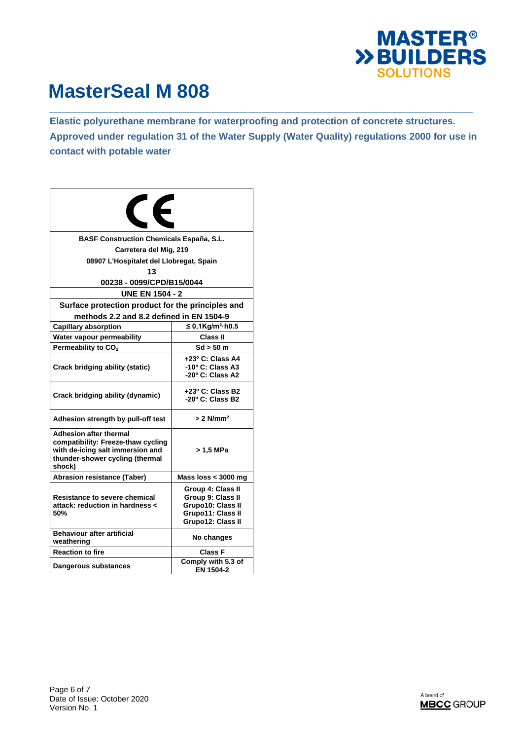# MasterSeal M 808

**Elastic polyurethane membrane for waterproofing and protection of concrete structures. Approved under regulation 31 of the Water Supply (Water Quality) regulations 2000 for use in contact with potable water**

| CE | |
|---|---|
| **BASF Construction Chemicals España, S.L.**<br>**Carretera del Mig, 219**<br>**08907 L'Hospitalet del Llobregat, Spain**<br>**13**<br>**00238 - 0099/CPD/B15/0044** | |
| **UNE EN 1504 - 2** | |
| **Surface protection product for the principles and methods 2.2 and 8.2 defined in EN 1504-9** | |
| **Capillary absorption** | **≤ 0,1Kg/m²·h0.5** |
| **Water vapour permeability** | **Class II** |
| **Permeability to $CO_2$** | **Sd > 50 m** |
| **Crack bridging ability (static)** | **+23º C: Class A4**<br>**-10º C: Class A3**<br>**-20º C: Class A2** |
| **Crack bridging ability (dynamic)** | **+23º C: Class B2**<br>**-20º C: Class B2** |
| **Adhesion strength by pull-off test** | **> 2 N/mm²** |
| **Adhesion after thermal compatibility: Freeze-thaw cycling with de-icing salt immersion and thunder-shower cycling (thermal shock)** | **> 1,5 MPa** |
| **Abrasion resistance (Taber)** | **Mass loss < 3000 mg** |
| **Resistance to severe chemical attack: reduction in hardness < 50%** | **Group 4: Class II**<br>**Group 9: Class II**<br>**Grupo10: Class II**<br>**Grupo11: Class II**<br>**Grupo12: Class II** |
| **Behaviour after artificial weathering** | **No changes** |
| **Reaction to fire** | **Class F** |
| **Dangerous substances** | **Comply with 5.3 of EN 1504-2** |

Date of Issue: October 2020
Version No. 1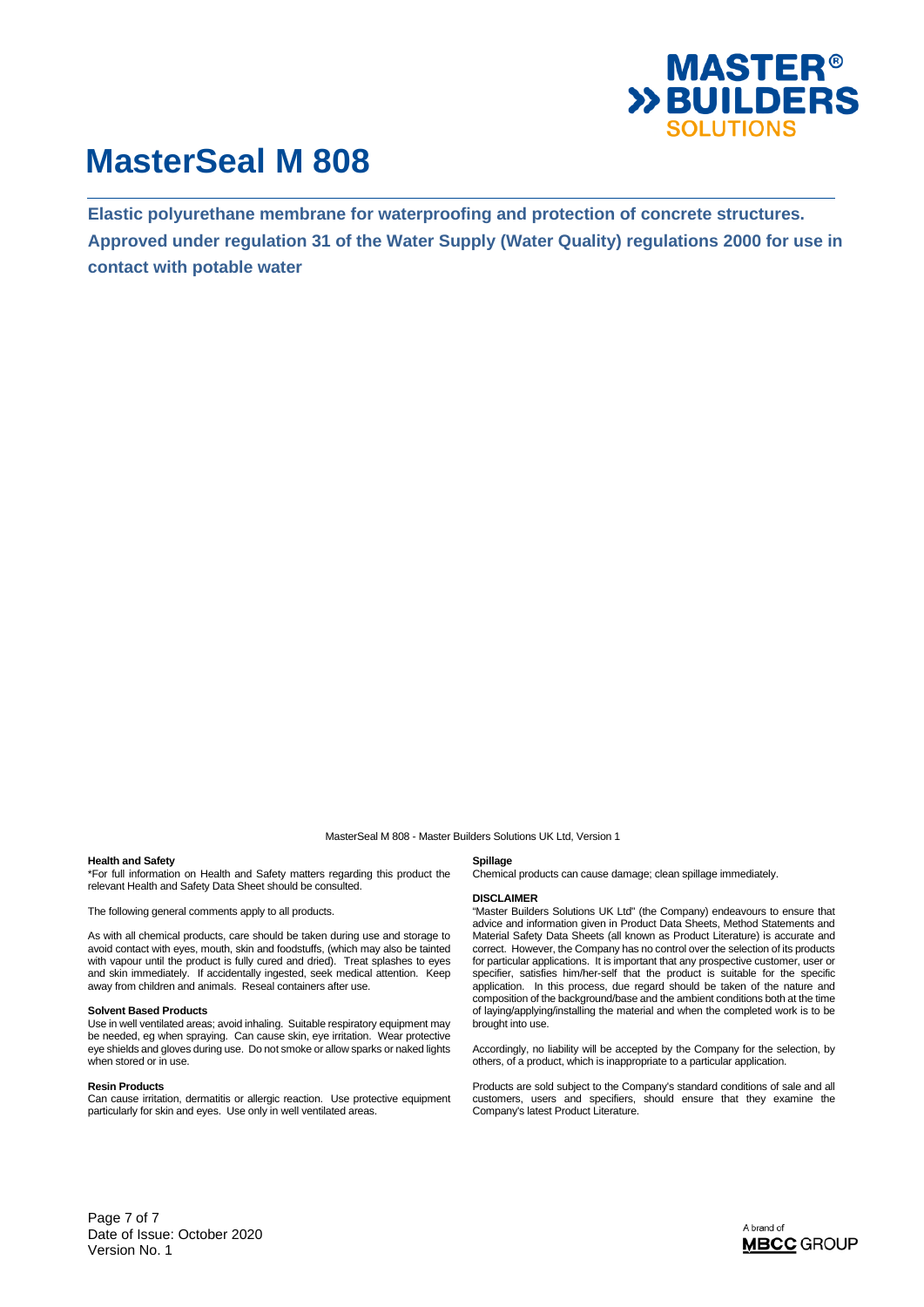# MasterSeal M 808

**Elastic polyurethane membrane for waterproofing and protection of concrete structures. Approved under regulation 31 of the Water Supply (Water Quality) regulations 2000 for use in contact with potable water**

MasterSeal M 808 - Master Builders Solutions UK Ltd, Version 1

**Health and Safety**

*For full information on Health and Safety matters regarding this product the relevant Health and Safety Data Sheet should be consulted.

The following general comments apply to all products.

As with all chemical products, care should be taken during use and storage to avoid contact with eyes, mouth, skin and foodstuffs, (which may also be tainted with vapour until the product is fully cured and dried). Treat splashes to eyes and skin immediately. If accidentally ingested, seek medical attention. Keep away from children and animals. Reseal containers after use.

**Solvent Based Products**

Use in well ventilated areas; avoid inhaling. Suitable respiratory equipment may be needed, eg when spraying. Can cause skin, eye irritation. Wear protective eye shields and gloves during use. Do not smoke or allow sparks or naked lights when stored or in use.

**Resin Products**

Can cause irritation, dermatitis or allergic reaction. Use protective equipment particularly for skin and eyes. Use only in well ventilated areas.

**Spillage**

Chemical products can cause damage; clean spillage immediately.

**DISCLAIMER**

"Master Builders Solutions UK Ltd" (the Company) endeavours to ensure that advice and information given in Product Data Sheets, Method Statements and Material Safety Data Sheets (all known as Product Literature) is accurate and correct. However, the Company has no control over the selection of its products for particular applications. It is important that any prospective customer, user or specifier, satisfies him/her-self that the product is suitable for the specific application. In this process, due regard should be taken of the nature and composition of the background/base and the ambient conditions both at the time of laying/applying/installing the material and when the completed work is to be brought into use.

Accordingly, no liability will be accepted by the Company for the selection, by others, of a product, which is inappropriate to a particular application.

Products are sold subject to the Company's standard conditions of sale and all customers, users and specifiers, should ensure that they examine the Company's latest Product Literature.

Date of Issue: October 2020
Version No. 1